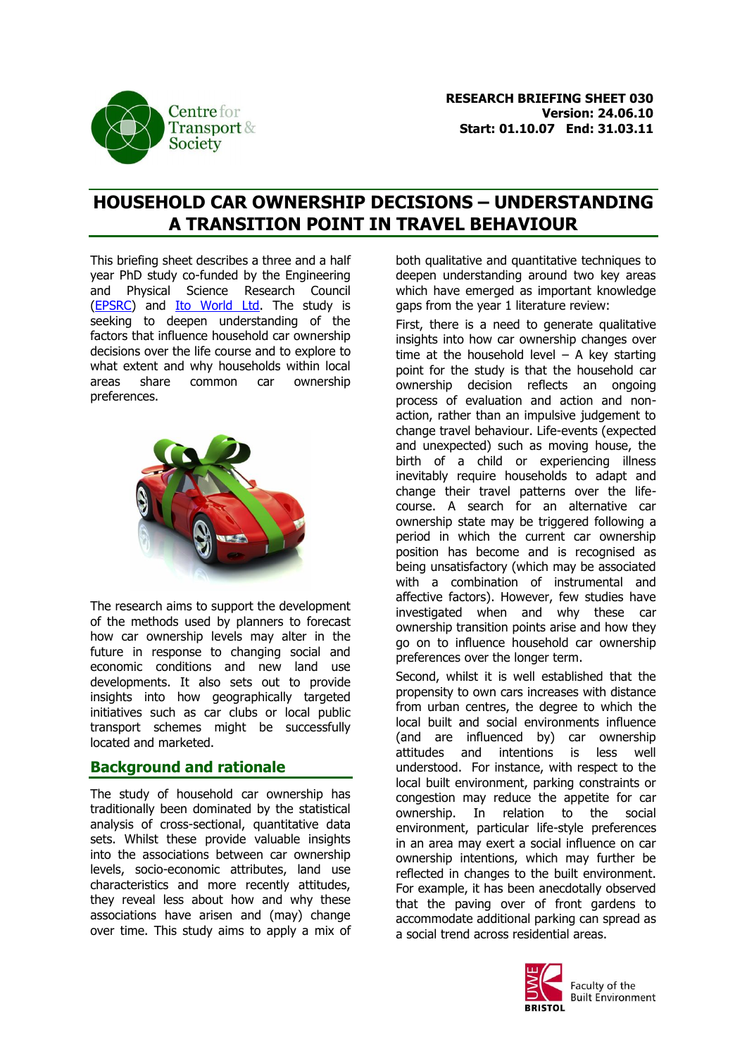**RESEARCH BRIEFING SHEET 030**
**Version: 24.06.10**
**Start: 01.10.07 End: 31.03.11**

# HOUSEHOLD CAR OWNERSHIP DECISIONS – UNDERSTANDING A TRANSITION POINT IN TRAVEL BEHAVIOUR

This briefing sheet describes a three and a half year PhD study co-funded by the Engineering and Physical Science Research Council (EPSRC) and Ito World Ltd. The study is seeking to deepen understanding of the factors that influence household car ownership decisions over the life course and to explore to what extent and why households within local areas share common car ownership preferences.

The research aims to support the development of the methods used by planners to forecast how car ownership levels may alter in the future in response to changing social and economic conditions and new land use developments. It also sets out to provide insights into how geographically targeted initiatives such as car clubs or local public transport schemes might be successfully located and marketed.

## Background and rationale

The study of household car ownership has traditionally been dominated by the statistical analysis of cross-sectional, quantitative data sets. Whilst these provide valuable insights into the associations between car ownership levels, socio-economic attributes, land use characteristics and more recently attitudes, they reveal less about how and why these associations have arisen and (may) change over time. This study aims to apply a mix of both qualitative and quantitative techniques to deepen understanding around two key areas which have emerged as important knowledge gaps from the year 1 literature review:

First, there is a need to generate qualitative insights into how car ownership changes over time at the household level – A key starting point for the study is that the household car ownership decision reflects an ongoing process of evaluation and action and non-action, rather than an impulsive judgement to change travel behaviour. Life-events (expected and unexpected) such as moving house, the birth of a child or experiencing illness inevitably require households to adapt and change their travel patterns over the life-course. A search for an alternative car ownership state may be triggered following a period in which the current car ownership position has become and is recognised as being unsatisfactory (which may be associated with a combination of instrumental and affective factors). However, few studies have investigated when and why these car ownership transition points arise and how they go on to influence household car ownership preferences over the longer term.

Second, whilst it is well established that the propensity to own cars increases with distance from urban centres, the degree to which the local built and social environments influence (and are influenced by) car ownership attitudes and intentions is less well understood. For instance, with respect to the local built environment, parking constraints or congestion may reduce the appetite for car ownership. In relation to the social environment, particular life-style preferences in an area may exert a social influence on car ownership intentions, which may further be reflected in changes to the built environment. For example, it has been anecdotally observed that the paving over of front gardens to accommodate additional parking can spread as a social trend across residential areas.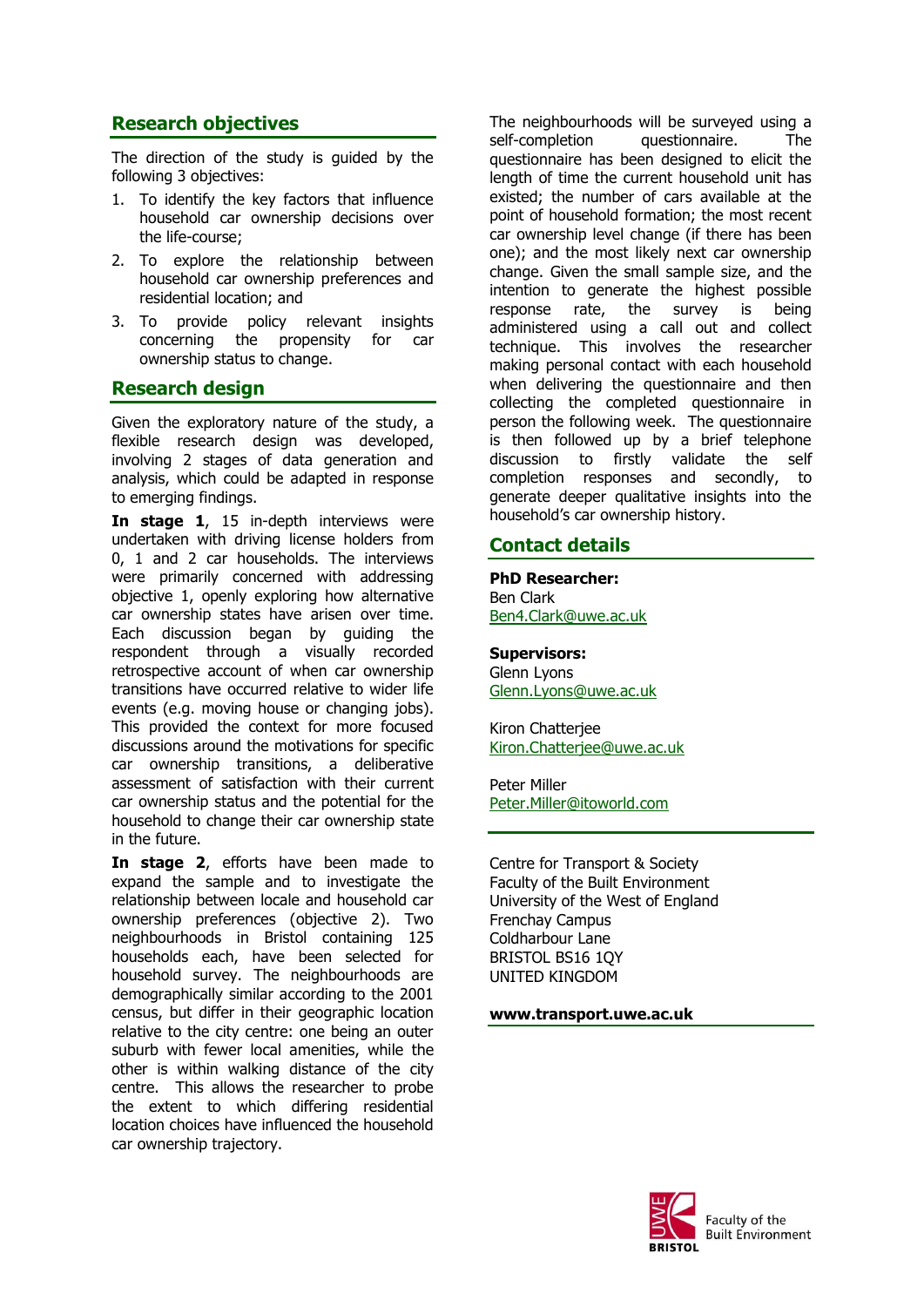## Research objectives

The direction of the study is guided by the following 3 objectives:

1. To identify the key factors that influence household car ownership decisions over the life-course;
2. To explore the relationship between household car ownership preferences and residential location; and
3. To provide policy relevant insights concerning the propensity for car ownership status to change.

## Research design

Given the exploratory nature of the study, a flexible research design was developed, involving 2 stages of data generation and analysis, which could be adapted in response to emerging findings.

**In stage 1**, 15 in-depth interviews were undertaken with driving license holders from 0, 1 and 2 car households. The interviews were primarily concerned with addressing objective 1, openly exploring how alternative car ownership states have arisen over time. Each discussion began by guiding the respondent through a visually recorded retrospective account of when car ownership transitions have occurred relative to wider life events (e.g. moving house or changing jobs). This provided the context for more focused discussions around the motivations for specific car ownership transitions, a deliberative assessment of satisfaction with their current car ownership status and the potential for the household to change their car ownership state in the future.

**In stage 2**, efforts have been made to expand the sample and to investigate the relationship between locale and household car ownership preferences (objective 2). Two neighbourhoods in Bristol containing 125 households each, have been selected for household survey. The neighbourhoods are demographically similar according to the 2001 census, but differ in their geographic location relative to the city centre: one being an outer suburb with fewer local amenities, while the other is within walking distance of the city centre. This allows the researcher to probe the extent to which differing residential location choices have influenced the household car ownership trajectory.

The neighbourhoods will be surveyed using a self-completion questionnaire. The questionnaire has been designed to elicit the length of time the current household unit has existed; the number of cars available at the point of household formation; the most recent car ownership level change (if there has been one); and the most likely next car ownership change. Given the small sample size, and the intention to generate the highest possible response rate, the survey is being administered using a call out and collect technique. This involves the researcher making personal contact with each household when delivering the questionnaire and then collecting the completed questionnaire in person the following week. The questionnaire is then followed up by a brief telephone discussion to firstly validate the self completion responses and secondly, to generate deeper qualitative insights into the household's car ownership history.

## Contact details

**PhD Researcher:**
Ben Clark
Ben4.Clark@uwe.ac.uk

**Supervisors:**
Glenn Lyons
Glenn.Lyons@uwe.ac.uk

Kiron Chatterjee
Kiron.Chatterjee@uwe.ac.uk

Peter Miller
Peter.Miller@itoworld.com

Centre for Transport & Society
Faculty of the Built Environment
University of the West of England
Frenchay Campus
Coldharbour Lane
BRISTOL BS16 1QY
UNITED KINGDOM

**www.transport.uwe.ac.uk**

UWE BRISTOL Faculty of the Built Environment